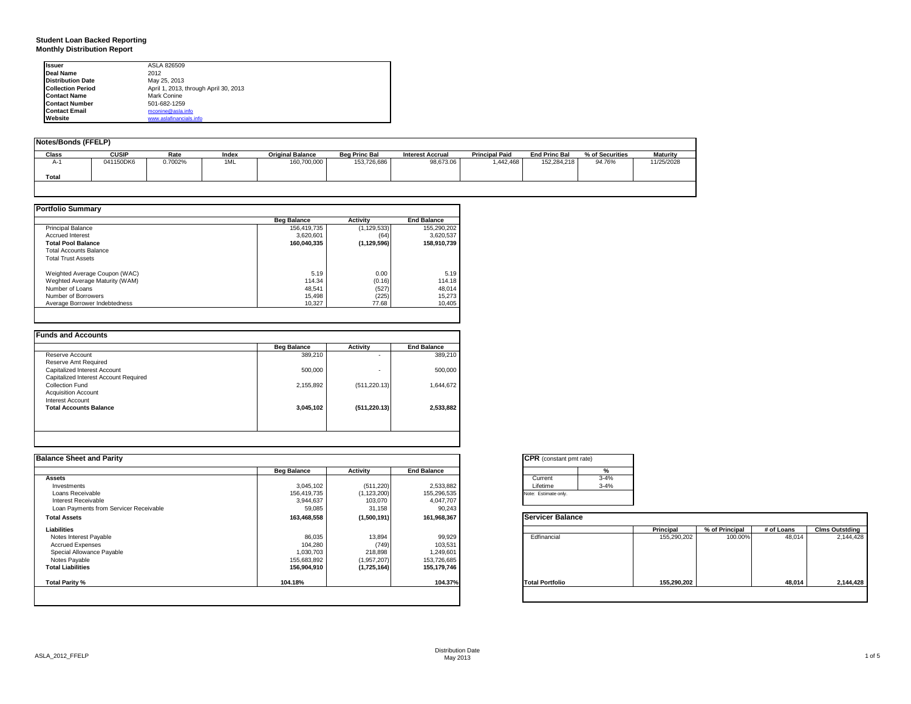# Student Loan Backed Reporting
## Monthly Distribution Report

| | |
|---|---|
| **Issuer** | ASLA 826509 |
| **Deal Name** | 2012 |
| **Distribution Date** | May 25, 2013 |
| **Collection Period** | April 1, 2013, through April 30, 2013 |
| **Contact Name** | Mark Conine |
| **Contact Number** | 501-682-1259 |
| **Contact Email** | mconine@asla.info |
| **Website** | www.aslafinancials.info |

### Notes/Bonds (FFELP)

| Class | CUSIP | Rate | Index | Original Balance | Beg Princ Bal | Interest Accrual | Principal Paid | End Princ Bal | % of Securities | Maturity |
|---|---|---|---|---|---|---|---|---|---|---|
| A-1 | 041150DK6 | 0.7002% | 1ML | 160,700,000 | 153,726,686 | 98,673.06 | 1,442,468 | 152,284,218 | *94.76%* | 11/25/2028 |
| **Total** | | | | | | | | | | |

### Portfolio Summary

| | Beg Balance | Activity | End Balance |
|---|---|---|---|
| Principal Balance | 156,419,735 | (1,129,533) | 155,290,202 |
| Accrued Interest | 3,620,601 | (64) | 3,620,537 |
| **Total Pool Balance** | **160,040,335** | **(1,129,596)** | **158,910,739** |
| Total Accounts Balance | | | |
| Total Trust Assets | | | |
| | | | |
| Weighted Average Coupon (WAC) | 5.19 | 0.00 | 5.19 |
| Weghted Average Maturity (WAM) | 114.34 | (0.16) | 114.18 |
| Number of Loans | 48,541 | (527) | 48,014 |
| Number of Borrowers | 15,498 | (225) | 15,273 |
| Average Borrower Indebtedness | 10,327 | 77.68 | 10,405 |

### Funds and Accounts

| | Beg Balance | Activity | End Balance |
|---|---|---|---|
| Reserve Account | 389,210 | - | 389,210 |
| Reserve Amt Required | | | |
| Capitalized Interest Account | 500,000 | - | 500,000 |
| Capitalized Interest Account Required | | | |
| Collection Fund | 2,155,892 | (511,220.13) | 1,644,672 |
| Acquisition Account | | | |
| Interest Account | | | |
| **Total Accounts Balance** | **3,045,102** | **(511,220.13)** | **2,533,882** |

### Balance Sheet and Parity

| | Beg Balance | Activity | End Balance |
|---|---|---|---|
| **Assets** | | | |
| Investments | 3,045,102 | (511,220) | 2,533,882 |
| Loans Receivable | 156,419,735 | (1,123,200) | 155,296,535 |
| Interest Receivable | 3,944,637 | 103,070 | 4,047,707 |
| Loan Payments from Servicer Receivable | 59,085 | 31,158 | 90,243 |
| **Total Assets** | **163,468,558** | **(1,500,191)** | **161,968,367** |
| **Liabilities** | | | |
| Notes Interest Payable | 86,035 | 13,894 | 99,929 |
| Accrued Expenses | 104,280 | (749) | 103,531 |
| Special Allowance Payable | 1,030,703 | 218,898 | 1,249,601 |
| Notes Payable | 155,683,892 | (1,957,207) | 153,726,685 |
| **Total Liabilities** | **156,904,910** | **(1,725,164)** | **155,179,746** |
| | | | |
| **Total Parity %** | **104.18%** | | **104.37%** |

### CPR (constant pmt rate)

| | % |
|---|---|
| Current | 3-4% |
| Lifetime | 3-4% |

Note: Estimate only.

### Servicer Balance

| | Principal | % of Principal | # of Loans | Clms Outstding |
|---|---|---|---|---|
| Edfinancial | 155,290,202 | 100.00% | 48,014 | 2,144,428 |
| **Total Portfolio** | **155,290,202** | | **48,014** | **2,144,428** |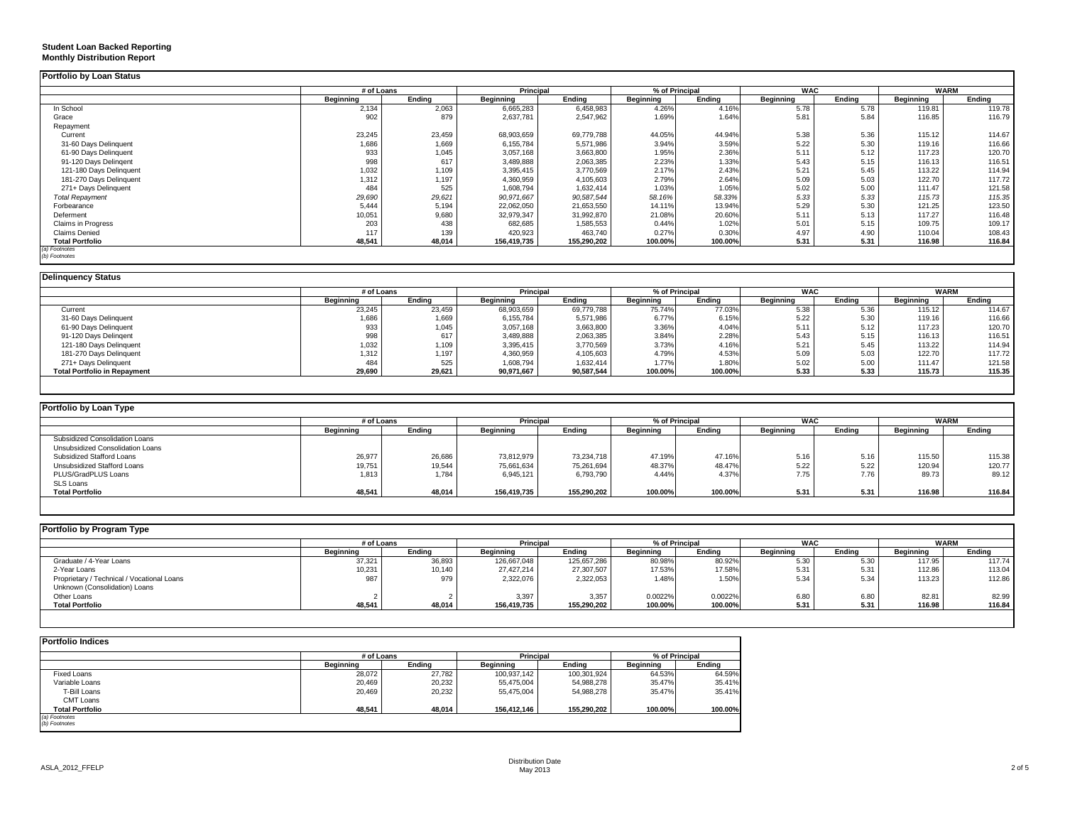**Student Loan Backed Reporting**
**Monthly Distribution Report**

### Portfolio by Loan Status

| | # of Loans | | Principal | | % of Principal | | WAC | | WARM | |
|---|---|---|---|---|---|---|---|---|---|---|
| | Beginning | Ending | Beginning | Ending | Beginning | Ending | Beginning | Ending | Beginning | Ending |
| In School | 2,134 | 2,063 | 6,665,283 | 6,458,983 | 4.26% | 4.16% | 5.78 | 5.78 | 119.81 | 119.78 |
| Grace | 902 | 879 | 2,637,781 | 2,547,962 | 1.69% | 1.64% | 5.81 | 5.84 | 116.85 | 116.79 |
| Repayment | | | | | | | | | | |
| Current | 23,245 | 23,459 | 68,903,659 | 69,779,788 | 44.05% | 44.94% | 5.38 | 5.36 | 115.12 | 114.67 |
| 31-60 Days Delinquent | 1,686 | 1,669 | 6,155,784 | 5,571,986 | 3.94% | 3.59% | 5.22 | 5.30 | 119.16 | 116.66 |
| 61-90 Days Delinquent | 933 | 1,045 | 3,057,168 | 3,663,800 | 1.95% | 2.36% | 5.11 | 5.12 | 117.23 | 120.70 |
| 91-120 Days Delingent | 998 | 617 | 3,489,888 | 2,063,385 | 2.23% | 1.33% | 5.43 | 5.15 | 116.13 | 116.51 |
| 121-180 Days Delinquent | 1,032 | 1,109 | 3,395,415 | 3,770,569 | 2.17% | 2.43% | 5.21 | 5.45 | 113.22 | 114.94 |
| 181-270 Days Delinquent | 1,312 | 1,197 | 4,360,959 | 4,105,603 | 2.79% | 2.64% | 5.09 | 5.03 | 122.70 | 117.72 |
| 271+ Days Delinquent | 484 | 525 | 1,608,794 | 1,632,414 | 1.03% | 1.05% | 5.02 | 5.00 | 111.47 | 121.58 |
| *Total Repayment* | *29,690* | *29,621* | *90,971,667* | *90,587,544* | *58.16%* | *58.33%* | *5.33* | *5.33* | *115.73* | *115.35* |
| Forbearance | 5,444 | 5,194 | 22,062,050 | 21,653,550 | 14.11% | 13.94% | 5.29 | 5.30 | 121.25 | 123.50 |
| Deferment | 10,051 | 9,680 | 32,979,347 | 31,992,870 | 21.08% | 20.60% | 5.11 | 5.13 | 117.27 | 116.48 |
| Claims in Progress | 203 | 438 | 682,685 | 1,585,553 | 0.44% | 1.02% | 5.01 | 5.15 | 109.75 | 109.17 |
| Claims Denied | 117 | 139 | 420,923 | 463,740 | 0.27% | 0.30% | 4.97 | 4.90 | 110.04 | 108.43 |
| **Total Portfolio** | **48,541** | **48,014** | **156,419,735** | **155,290,202** | **100.00%** | **100.00%** | **5.31** | **5.31** | **116.98** | **116.84** |

*(a) Footnotes*
*(b) Footnotes*

### Delinquency Status

| | # of Loans | | Principal | | % of Principal | | WAC | | WARM | |
|---|---|---|---|---|---|---|---|---|---|---|
| | Beginning | Ending | Beginning | Ending | Beginning | Ending | Beginning | Ending | Beginning | Ending |
| Current | 23,245 | 23,459 | 68,903,659 | 69,779,788 | 75.74% | 77.03% | 5.38 | 5.36 | 115.12 | 114.67 |
| 31-60 Days Delinquent | 1,686 | 1,669 | 6,155,784 | 5,571,986 | 6.77% | 6.15% | 5.22 | 5.30 | 119.16 | 116.66 |
| 61-90 Days Delinquent | 933 | 1,045 | 3,057,168 | 3,663,800 | 3.36% | 4.04% | 5.11 | 5.12 | 117.23 | 120.70 |
| 91-120 Days Delingent | 998 | 617 | 3,489,888 | 2,063,385 | 3.84% | 2.28% | 5.43 | 5.15 | 116.13 | 116.51 |
| 121-180 Days Delinquent | 1,032 | 1,109 | 3,395,415 | 3,770,569 | 3.73% | 4.16% | 5.21 | 5.45 | 113.22 | 114.94 |
| 181-270 Days Delinquent | 1,312 | 1,197 | 4,360,959 | 4,105,603 | 4.79% | 4.53% | 5.09 | 5.03 | 122.70 | 117.72 |
| 271+ Days Delinquent | 484 | 525 | 1,608,794 | 1,632,414 | 1.77% | 1.80% | 5.02 | 5.00 | 111.47 | 121.58 |
| **Total Portfolio in Repayment** | **29,690** | **29,621** | **90,971,667** | **90,587,544** | **100.00%** | **100.00%** | **5.33** | **5.33** | **115.73** | **115.35** |

### Portfolio by Loan Type

| | # of Loans | | Principal | | % of Principal | | WAC | | WARM | |
|---|---|---|---|---|---|---|---|---|---|---|
| | Beginning | Ending | Beginning | Ending | Beginning | Ending | Beginning | Ending | Beginning | Ending |
| Subsidized Consolidation Loans | | | | | | | | | | |
| Unsubsidized Consolidation Loans | | | | | | | | | | |
| Subsidized Stafford Loans | 26,977 | 26,686 | 73,812,979 | 73,234,718 | 47.19% | 47.16% | 5.16 | 5.16 | 115.50 | 115.38 |
| Unsubsidized Stafford Loans | 19,751 | 19,544 | 75,661,634 | 75,261,694 | 48.37% | 48.47% | 5.22 | 5.22 | 120.94 | 120.77 |
| PLUS/GradPLUS Loans | 1,813 | 1,784 | 6,945,121 | 6,793,790 | 4.44% | 4.37% | 7.75 | 7.76 | 89.73 | 89.12 |
| SLS Loans | | | | | | | | | | |
| **Total Portfolio** | **48,541** | **48,014** | **156,419,735** | **155,290,202** | **100.00%** | **100.00%** | **5.31** | **5.31** | **116.98** | **116.84** |

### Portfolio by Program Type

| | # of Loans | | Principal | | % of Principal | | WAC | | WARM | |
|---|---|---|---|---|---|---|---|---|---|---|
| | Beginning | Ending | Beginning | Ending | Beginning | Ending | Beginning | Ending | Beginning | Ending |
| Graduate / 4-Year Loans | 37,321 | 36,893 | 126,667,048 | 125,657,286 | 80.98% | 80.92% | 5.30 | 5.30 | 117.95 | 117.74 |
| 2-Year Loans | 10,231 | 10,140 | 27,427,214 | 27,307,507 | 17.53% | 17.58% | 5.31 | 5.31 | 112.86 | 113.04 |
| Proprietary / Technical / Vocational Loans | 987 | 979 | 2,322,076 | 2,322,053 | 1.48% | 1.50% | 5.34 | 5.34 | 113.23 | 112.86 |
| Unknown (Consolidation) Loans | | | | | | | | | | |
| Other Loans | 2 | 2 | 3,397 | 3,357 | 0.0022% | 0.0022% | 6.80 | 6.80 | 82.81 | 82.99 |
| **Total Portfolio** | **48,541** | **48,014** | **156,419,735** | **155,290,202** | **100.00%** | **100.00%** | **5.31** | **5.31** | **116.98** | **116.84** |

### Portfolio Indices

| | # of Loans | | Principal | | % of Principal | |
|---|---|---|---|---|---|---|
| | Beginning | Ending | Beginning | Ending | Beginning | Ending |
| Fixed Loans | 28,072 | 27,782 | 100,937,142 | 100,301,924 | 64.53% | 64.59% |
| Variable Loans | 20,469 | 20,232 | 55,475,004 | 54,988,278 | 35.47% | 35.41% |
| T-Bill Loans | 20,469 | 20,232 | 55,475,004 | 54,988,278 | 35.47% | 35.41% |
| CMT Loans | | | | | | |
| **Total Portfolio** | **48,541** | **48,014** | **156,412,146** | **155,290,202** | **100.00%** | **100.00%** |

*(a) Footnotes*
*(b) Footnotes*

ASLA_2012_FFELP

Distribution Date
May 2013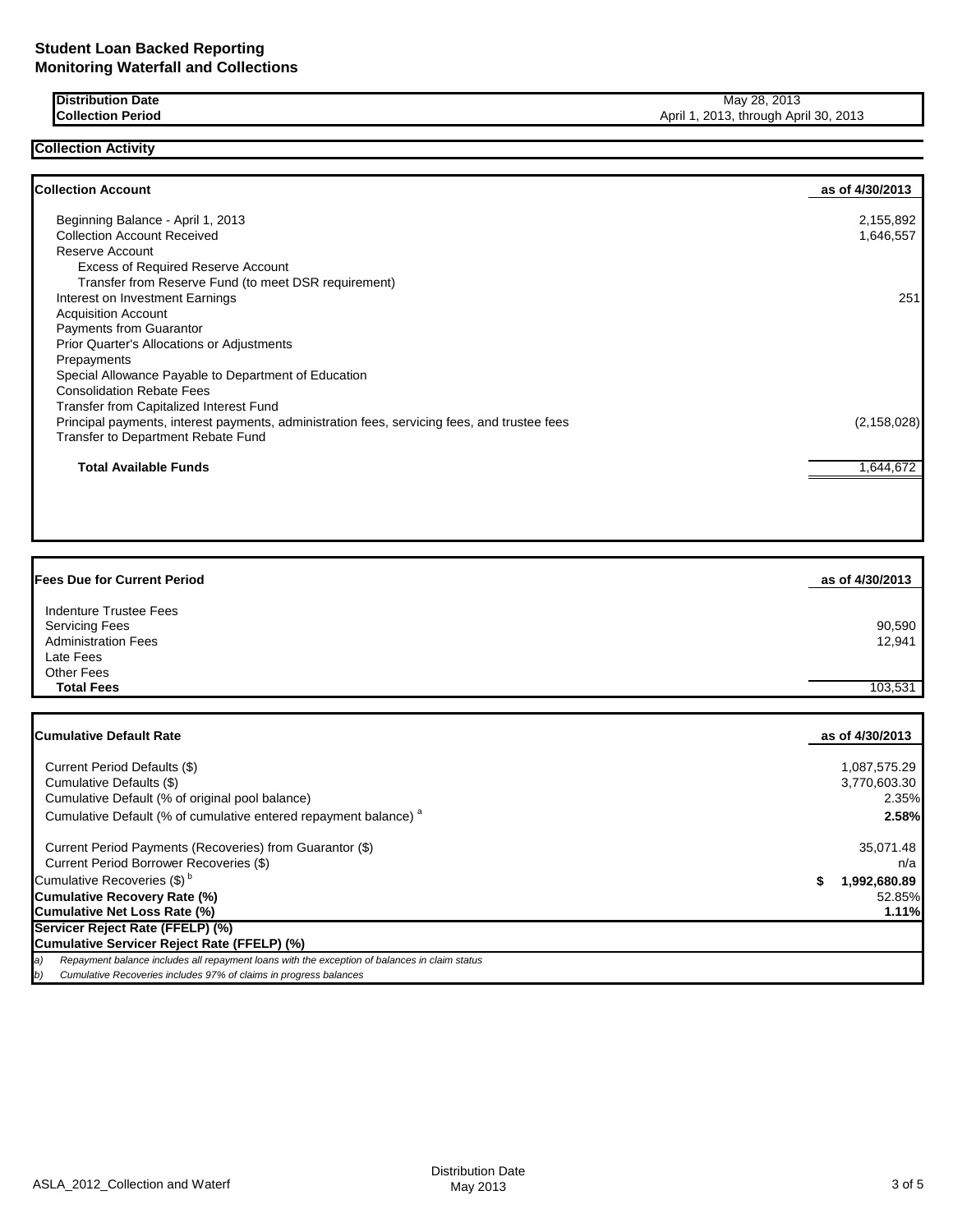# Student Loan Backed Reporting
## Monitoring Waterfall and Collections

| | |
|---|---|
| **Distribution Date** | May 28, 2013 |
| **Collection Period** | April 1, 2013, through April 30, 2013 |

### Collection Activity

| **Collection Account** | **as of 4/30/2013** |
|---|---|
| Beginning Balance - April 1, 2013 | 2,155,892 |
| Collection Account Received | 1,646,557 |
| Reserve Account | |
| Excess of Required Reserve Account | |
| Transfer from Reserve Fund (to meet DSR requirement) | |
| Interest on Investment Earnings | 251 |
| Acquisition Account | |
| Payments from Guarantor | |
| Prior Quarter's Allocations or Adjustments | |
| Prepayments | |
| Special Allowance Payable to Department of Education | |
| Consolidation Rebate Fees | |
| Transfer from Capitalized Interest Fund | |
| Principal payments, interest payments, administration fees, servicing fees, and trustee fees | (2,158,028) |
| Transfer to Department Rebate Fund | |
| **Total Available Funds** | 1,644,672 |

| **Fees Due for Current Period** | **as of 4/30/2013** |
|---|---|
| Indenture Trustee Fees | |
| Servicing Fees | 90,590 |
| Administration Fees | 12,941 |
| Late Fees | |
| Other Fees | |
| **Total Fees** | 103,531 |

| **Cumulative Default Rate** | **as of 4/30/2013** |
|---|---|
| Current Period Defaults ($) | 1,087,575.29 |
| Cumulative Defaults ($) | 3,770,603.30 |
| Cumulative Default (% of original pool balance) | 2.35% |
| Cumulative Default (% of cumulative entered repayment balance) [a] | **2.58%** |
| Current Period Payments (Recoveries) from Guarantor ($) | 35,071.48 |
| Current Period Borrower Recoveries ($) | n/a |
| Cumulative Recoveries ($) [b] | **$ 1,992,680.89** |
| **Cumulative Recovery Rate (%)** | 52.85% |
| **Cumulative Net Loss Rate (%)** | **1.11%** |
| **Servicer Reject Rate (FFELP) (%)** | |
| **Cumulative Servicer Reject Rate (FFELP) (%)** | |

*a) Repayment balance includes all repayment loans with the exception of balances in claim status*

*b) Cumulative Recoveries includes 97% of claims in progress balances*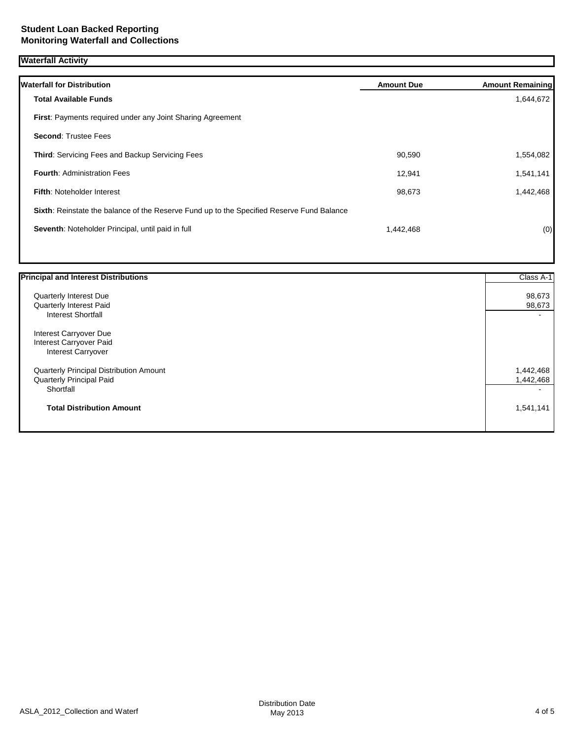**Student Loan Backed Reporting**
**Monitoring Waterfall and Collections**

## Waterfall Activity

| Waterfall for Distribution | Amount Due | Amount Remaining |
|---|---|---|
| **Total Available Funds** | | 1,644,672 |
| **First**: Payments required under any Joint Sharing Agreement | | |
| **Second**: Trustee Fees | | |
| **Third**: Servicing Fees and Backup Servicing Fees | 90,590 | 1,554,082 |
| **Fourth**: Administration Fees | 12,941 | 1,541,141 |
| **Fifth**: Noteholder Interest | 98,673 | 1,442,468 |
| **Sixth**: Reinstate the balance of the Reserve Fund up to the Specified Reserve Fund Balance | | |
| **Seventh**: Noteholder Principal, until paid in full | 1,442,468 | (0) |

| Principal and Interest Distributions | Class A-1 |
|---|---|
| Quarterly Interest Due | 98,673 |
| Quarterly Interest Paid | 98,673 |
| Interest Shortfall | - |
| Interest Carryover Due | |
| Interest Carryover Paid | |
| Interest Carryover | |
| Quarterly Principal Distribution Amount | 1,442,468 |
| Quarterly Principal Paid | 1,442,468 |
| Shortfall | - |
| **Total Distribution Amount** | 1,541,141 |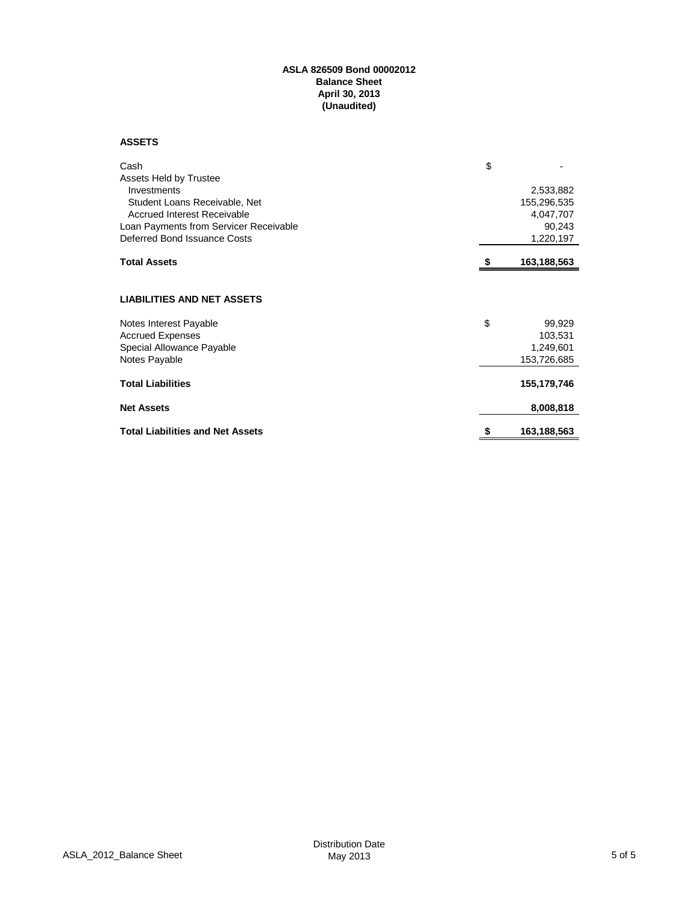**ASLA 826509 Bond 00002012**
**Balance Sheet**
**April 30, 2013**
**(Unaudited)**

**ASSETS**

| | | |
|---|---|---|
| Cash | $ | - |
| Assets Held by Trustee | | |
| Investments | | 2,533,882 |
| Student Loans Receivable, Net | | 155,296,535 |
| Accrued Interest Receivable | | 4,047,707 |
| Loan Payments from Servicer Receivable | | 90,243 |
| Deferred Bond Issuance Costs | | 1,220,197 |
| **Total Assets** | **$** | **163,188,563** |

**LIABILITIES AND NET ASSETS**

| | | |
|---|---|---|
| Notes Interest Payable | $ | 99,929 |
| Accrued Expenses | | 103,531 |
| Special Allowance Payable | | 1,249,601 |
| Notes Payable | | 153,726,685 |
| **Total Liabilities** | | **155,179,746** |
| **Net Assets** | | **8,008,818** |
| **Total Liabilities and Net Assets** | **$** | **163,188,563** |

ASLA_2012_Balance Sheet

Distribution Date
May 2013